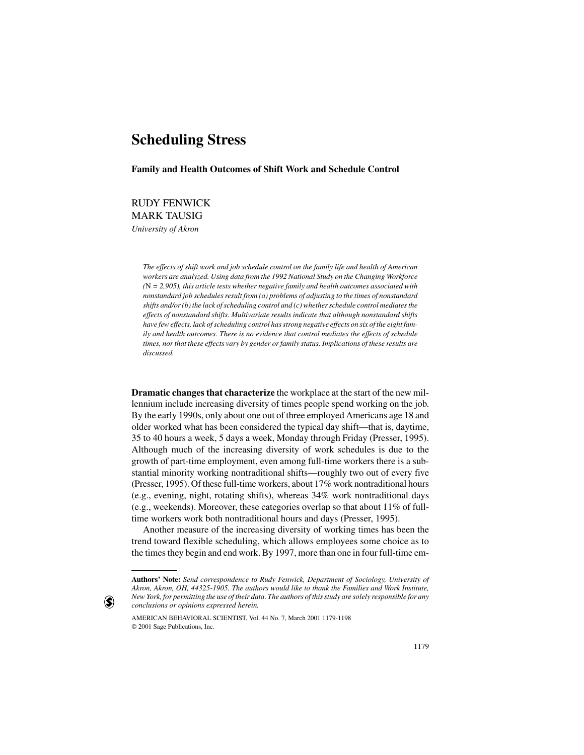# Scheduling Stress

**Family and Health Outcomes of Shift Work and Schedule Control**

RUDY FENWICK
MARK TAUSIG
*University of Akron*

*The effects of shift work and job schedule control on the family life and health of American workers are analyzed. Using data from the 1992 National Study on the Changing Workforce (N = 2,905), this article tests whether negative family and health outcomes associated with nonstandard job schedules result from (a) problems of adjusting to the times of nonstandard shifts and/or (b) the lack of scheduling control and (c) whether schedule control mediates the effects of nonstandard shifts. Multivariate results indicate that although nonstandard shifts have few effects, lack of scheduling control has strong negative effects on six of the eight family and health outcomes. There is no evidence that control mediates the effects of schedule times, nor that these effects vary by gender or family status. Implications of these results are discussed.*

**Dramatic changes that characterize** the workplace at the start of the new millennium include increasing diversity of times people spend working on the job. By the early 1990s, only about one out of three employed Americans age 18 and older worked what has been considered the typical day shift—that is, daytime, 35 to 40 hours a week, 5 days a week, Monday through Friday (Presser, 1995). Although much of the increasing diversity of work schedules is due to the growth of part-time employment, even among full-time workers there is a substantial minority working nontraditional shifts—roughly two out of every five (Presser, 1995). Of these full-time workers, about 17% work nontraditional hours (e.g., evening, night, rotating shifts), whereas 34% work nontraditional days (e.g., weekends). Moreover, these categories overlap so that about 11% of full-time workers work both nontraditional hours and days (Presser, 1995).

Another measure of the increasing diversity of working times has been the trend toward flexible scheduling, which allows employees some choice as to the times they begin and end work. By 1997, more than one in four full-time em-

---

**Authors' Note:** *Send correspondence to Rudy Fenwick, Department of Sociology, University of Akron, Akron, OH, 44325-1905. The authors would like to thank the Families and Work Institute, New York, for permitting the use of their data. The authors of this study are solely responsible for any conclusions or opinions expressed herein.*

AMERICAN BEHAVIORAL SCIENTIST, Vol. 44 No. 7, March 2001 1179-1198
© 2001 Sage Publications, Inc.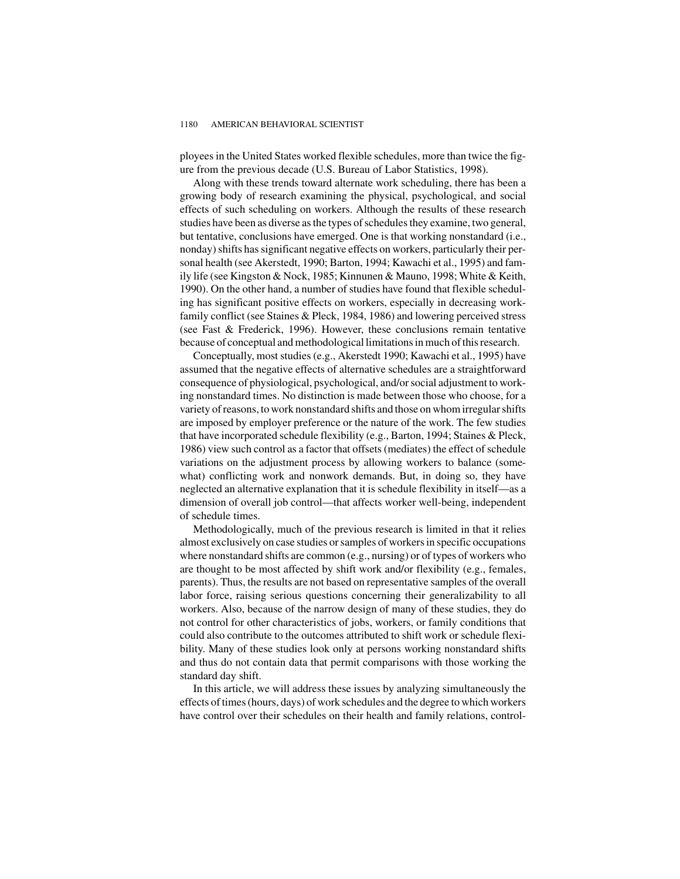ployees in the United States worked flexible schedules, more than twice the figure from the previous decade (U.S. Bureau of Labor Statistics, 1998).

Along with these trends toward alternate work scheduling, there has been a growing body of research examining the physical, psychological, and social effects of such scheduling on workers. Although the results of these research studies have been as diverse as the types of schedules they examine, two general, but tentative, conclusions have emerged. One is that working nonstandard (i.e., nonday) shifts has significant negative effects on workers, particularly their personal health (see Akerstedt, 1990; Barton, 1994; Kawachi et al., 1995) and family life (see Kingston & Nock, 1985; Kinnunen & Mauno, 1998; White & Keith, 1990). On the other hand, a number of studies have found that flexible scheduling has significant positive effects on workers, especially in decreasing work-family conflict (see Staines & Pleck, 1984, 1986) and lowering perceived stress (see Fast & Frederick, 1996). However, these conclusions remain tentative because of conceptual and methodological limitations in much of this research.

Conceptually, most studies (e.g., Akerstedt 1990; Kawachi et al., 1995) have assumed that the negative effects of alternative schedules are a straightforward consequence of physiological, psychological, and/or social adjustment to working nonstandard times. No distinction is made between those who choose, for a variety of reasons, to work nonstandard shifts and those on whom irregular shifts are imposed by employer preference or the nature of the work. The few studies that have incorporated schedule flexibility (e.g., Barton, 1994; Staines & Pleck, 1986) view such control as a factor that offsets (mediates) the effect of schedule variations on the adjustment process by allowing workers to balance (somewhat) conflicting work and nonwork demands. But, in doing so, they have neglected an alternative explanation that it is schedule flexibility in itself—as a dimension of overall job control—that affects worker well-being, independent of schedule times.

Methodologically, much of the previous research is limited in that it relies almost exclusively on case studies or samples of workers in specific occupations where nonstandard shifts are common (e.g., nursing) or of types of workers who are thought to be most affected by shift work and/or flexibility (e.g., females, parents). Thus, the results are not based on representative samples of the overall labor force, raising serious questions concerning their generalizability to all workers. Also, because of the narrow design of many of these studies, they do not control for other characteristics of jobs, workers, or family conditions that could also contribute to the outcomes attributed to shift work or schedule flexibility. Many of these studies look only at persons working nonstandard shifts and thus do not contain data that permit comparisons with those working the standard day shift.

In this article, we will address these issues by analyzing simultaneously the effects of times (hours, days) of work schedules and the degree to which workers have control over their schedules on their health and family relations, control-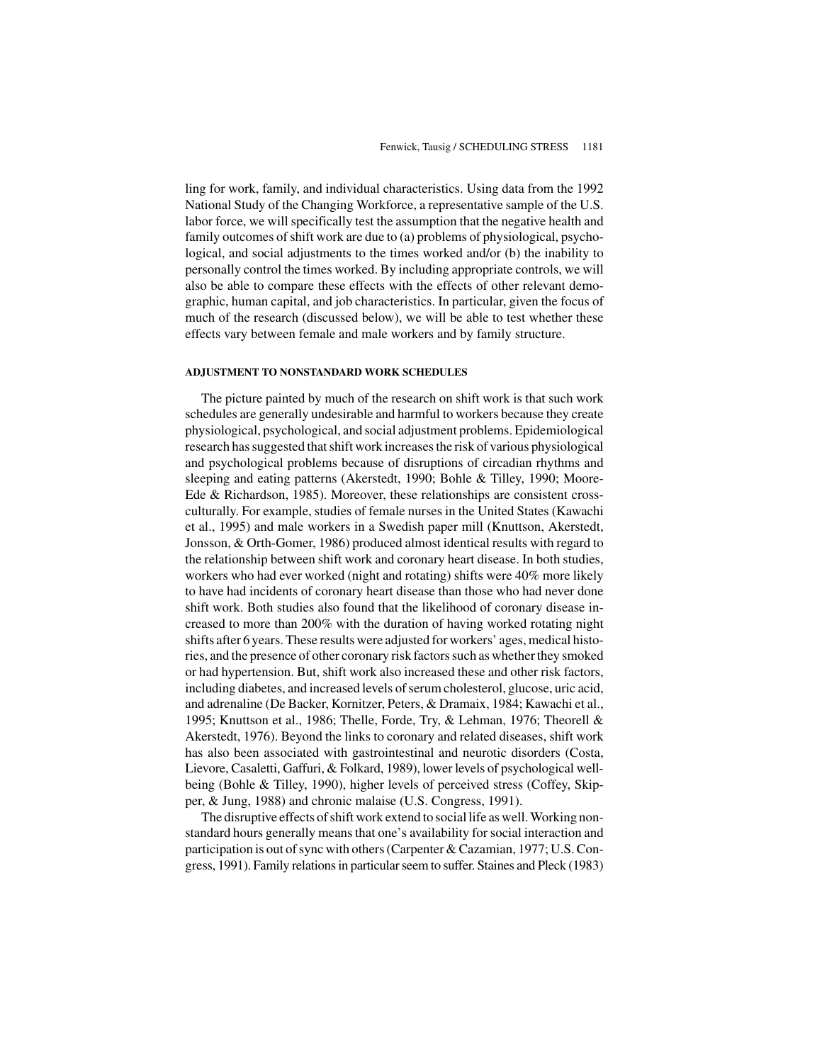ling for work, family, and individual characteristics. Using data from the 1992 National Study of the Changing Workforce, a representative sample of the U.S. labor force, we will specifically test the assumption that the negative health and family outcomes of shift work are due to (a) problems of physiological, psychological, and social adjustments to the times worked and/or (b) the inability to personally control the times worked. By including appropriate controls, we will also be able to compare these effects with the effects of other relevant demographic, human capital, and job characteristics. In particular, given the focus of much of the research (discussed below), we will be able to test whether these effects vary between female and male workers and by family structure.

#### ADJUSTMENT TO NONSTANDARD WORK SCHEDULES

The picture painted by much of the research on shift work is that such work schedules are generally undesirable and harmful to workers because they create physiological, psychological, and social adjustment problems. Epidemiological research has suggested that shift work increases the risk of various physiological and psychological problems because of disruptions of circadian rhythms and sleeping and eating patterns (Akerstedt, 1990; Bohle & Tilley, 1990; Moore-Ede & Richardson, 1985). Moreover, these relationships are consistent cross-culturally. For example, studies of female nurses in the United States (Kawachi et al., 1995) and male workers in a Swedish paper mill (Knuttson, Akerstedt, Jonsson, & Orth-Gomer, 1986) produced almost identical results with regard to the relationship between shift work and coronary heart disease. In both studies, workers who had ever worked (night and rotating) shifts were 40% more likely to have had incidents of coronary heart disease than those who had never done shift work. Both studies also found that the likelihood of coronary disease increased to more than 200% with the duration of having worked rotating night shifts after 6 years. These results were adjusted for workers' ages, medical histories, and the presence of other coronary risk factors such as whether they smoked or had hypertension. But, shift work also increased these and other risk factors, including diabetes, and increased levels of serum cholesterol, glucose, uric acid, and adrenaline (De Backer, Kornitzer, Peters, & Dramaix, 1984; Kawachi et al., 1995; Knuttson et al., 1986; Thelle, Forde, Try, & Lehman, 1976; Theorell & Akerstedt, 1976). Beyond the links to coronary and related diseases, shift work has also been associated with gastrointestinal and neurotic disorders (Costa, Lievore, Casaletti, Gaffuri, & Folkard, 1989), lower levels of psychological well-being (Bohle & Tilley, 1990), higher levels of perceived stress (Coffey, Skipper, & Jung, 1988) and chronic malaise (U.S. Congress, 1991).

The disruptive effects of shift work extend to social life as well. Working nonstandard hours generally means that one's availability for social interaction and participation is out of sync with others (Carpenter & Cazamian, 1977; U.S. Congress, 1991). Family relations in particular seem to suffer. Staines and Pleck (1983)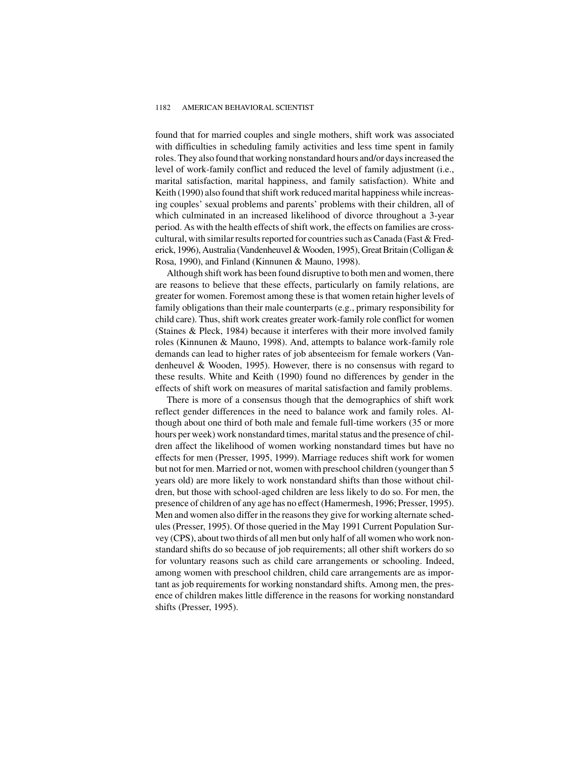found that for married couples and single mothers, shift work was associated with difficulties in scheduling family activities and less time spent in family roles. They also found that working nonstandard hours and/or days increased the level of work-family conflict and reduced the level of family adjustment (i.e., marital satisfaction, marital happiness, and family satisfaction). White and Keith (1990) also found that shift work reduced marital happiness while increasing couples' sexual problems and parents' problems with their children, all of which culminated in an increased likelihood of divorce throughout a 3-year period. As with the health effects of shift work, the effects on families are cross-cultural, with similar results reported for countries such as Canada (Fast & Frederick, 1996), Australia (Vandenheuvel & Wooden, 1995), Great Britain (Colligan & Rosa, 1990), and Finland (Kinnunen & Mauno, 1998).

Although shift work has been found disruptive to both men and women, there are reasons to believe that these effects, particularly on family relations, are greater for women. Foremost among these is that women retain higher levels of family obligations than their male counterparts (e.g., primary responsibility for child care). Thus, shift work creates greater work-family role conflict for women (Staines & Pleck, 1984) because it interferes with their more involved family roles (Kinnunen & Mauno, 1998). And, attempts to balance work-family role demands can lead to higher rates of job absenteeism for female workers (Vandenheuvel & Wooden, 1995). However, there is no consensus with regard to these results. White and Keith (1990) found no differences by gender in the effects of shift work on measures of marital satisfaction and family problems.

There is more of a consensus though that the demographics of shift work reflect gender differences in the need to balance work and family roles. Although about one third of both male and female full-time workers (35 or more hours per week) work nonstandard times, marital status and the presence of children affect the likelihood of women working nonstandard times but have no effects for men (Presser, 1995, 1999). Marriage reduces shift work for women but not for men. Married or not, women with preschool children (younger than 5 years old) are more likely to work nonstandard shifts than those without children, but those with school-aged children are less likely to do so. For men, the presence of children of any age has no effect (Hamermesh, 1996; Presser, 1995). Men and women also differ in the reasons they give for working alternate schedules (Presser, 1995). Of those queried in the May 1991 Current Population Survey (CPS), about two thirds of all men but only half of all women who work nonstandard shifts do so because of job requirements; all other shift workers do so for voluntary reasons such as child care arrangements or schooling. Indeed, among women with preschool children, child care arrangements are as important as job requirements for working nonstandard shifts. Among men, the presence of children makes little difference in the reasons for working nonstandard shifts (Presser, 1995).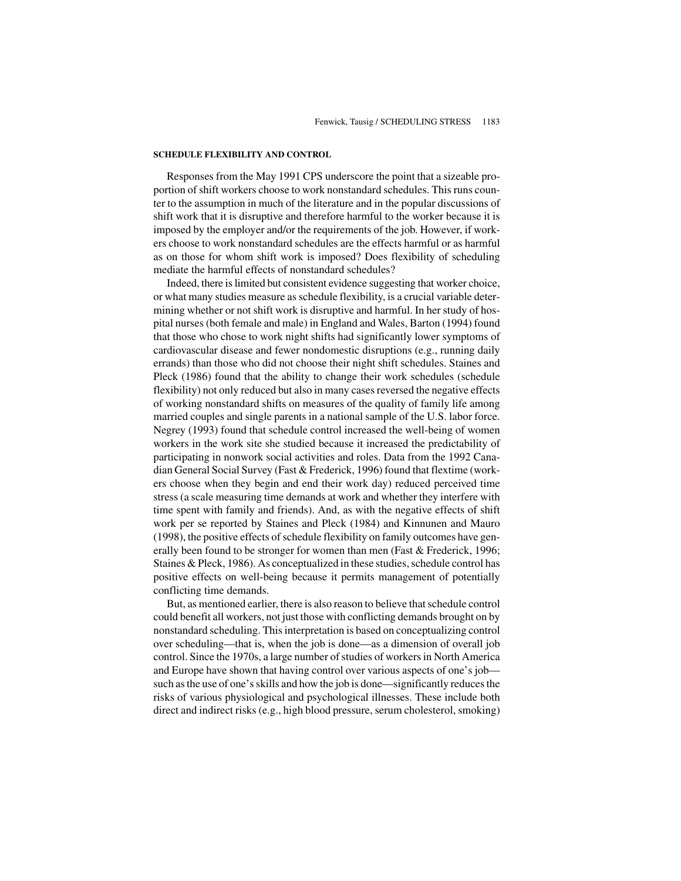### SCHEDULE FLEXIBILITY AND CONTROL

Responses from the May 1991 CPS underscore the point that a sizeable proportion of shift workers choose to work nonstandard schedules. This runs counter to the assumption in much of the literature and in the popular discussions of shift work that it is disruptive and therefore harmful to the worker because it is imposed by the employer and/or the requirements of the job. However, if workers choose to work nonstandard schedules are the effects harmful or as harmful as on those for whom shift work is imposed? Does flexibility of scheduling mediate the harmful effects of nonstandard schedules?

Indeed, there is limited but consistent evidence suggesting that worker choice, or what many studies measure as schedule flexibility, is a crucial variable determining whether or not shift work is disruptive and harmful. In her study of hospital nurses (both female and male) in England and Wales, Barton (1994) found that those who chose to work night shifts had significantly lower symptoms of cardiovascular disease and fewer nondomestic disruptions (e.g., running daily errands) than those who did not choose their night shift schedules. Staines and Pleck (1986) found that the ability to change their work schedules (schedule flexibility) not only reduced but also in many cases reversed the negative effects of working nonstandard shifts on measures of the quality of family life among married couples and single parents in a national sample of the U.S. labor force. Negrey (1993) found that schedule control increased the well-being of women workers in the work site she studied because it increased the predictability of participating in nonwork social activities and roles. Data from the 1992 Canadian General Social Survey (Fast & Frederick, 1996) found that flextime (workers choose when they begin and end their work day) reduced perceived time stress (a scale measuring time demands at work and whether they interfere with time spent with family and friends). And, as with the negative effects of shift work per se reported by Staines and Pleck (1984) and Kinnunen and Mauro (1998), the positive effects of schedule flexibility on family outcomes have generally been found to be stronger for women than men (Fast & Frederick, 1996; Staines & Pleck, 1986). As conceptualized in these studies, schedule control has positive effects on well-being because it permits management of potentially conflicting time demands.

But, as mentioned earlier, there is also reason to believe that schedule control could benefit all workers, not just those with conflicting demands brought on by nonstandard scheduling. This interpretation is based on conceptualizing control over scheduling—that is, when the job is done—as a dimension of overall job control. Since the 1970s, a large number of studies of workers in North America and Europe have shown that having control over various aspects of one's job—such as the use of one's skills and how the job is done—significantly reduces the risks of various physiological and psychological illnesses. These include both direct and indirect risks (e.g., high blood pressure, serum cholesterol, smoking)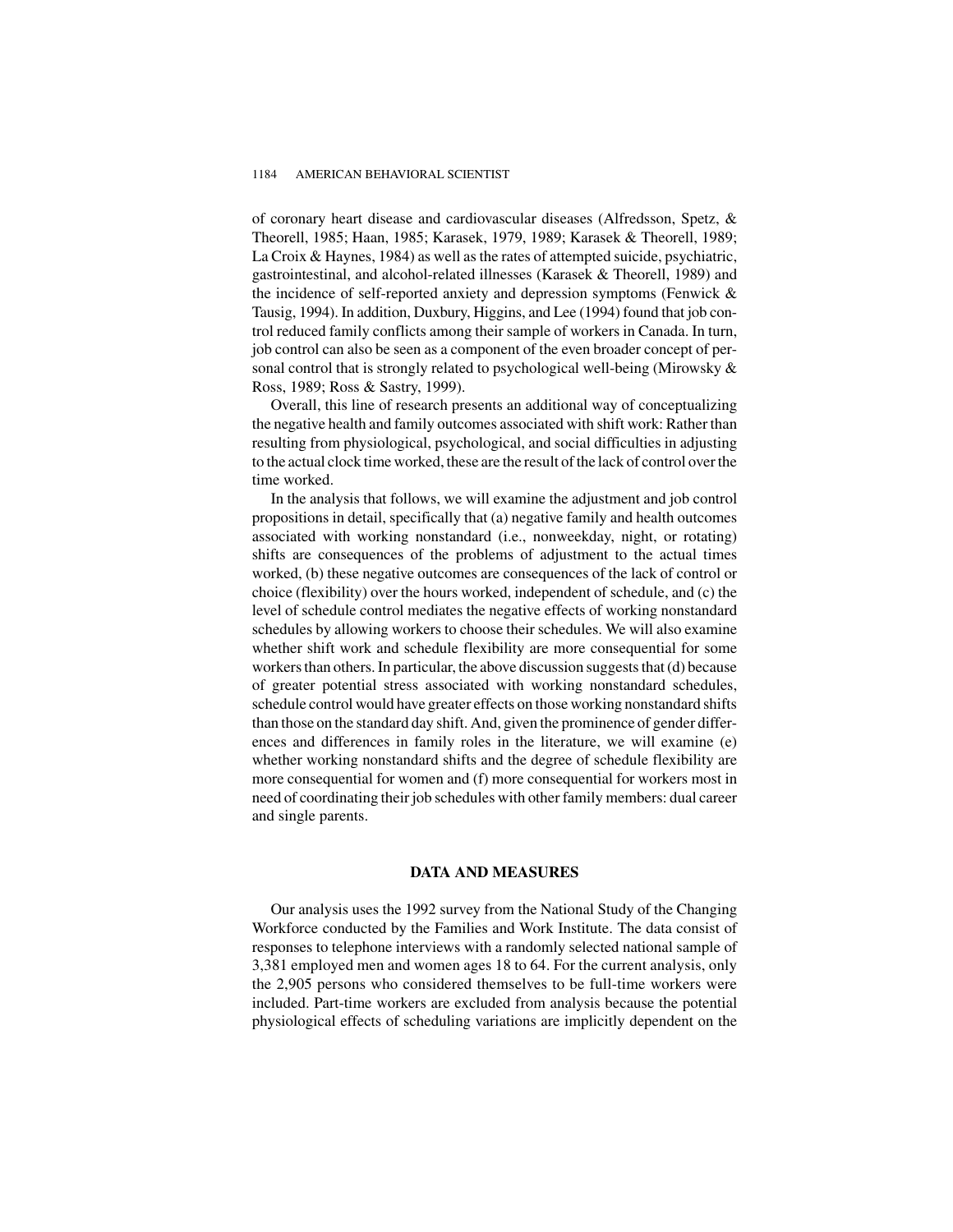of coronary heart disease and cardiovascular diseases (Alfredsson, Spetz, & Theorell, 1985; Haan, 1985; Karasek, 1979, 1989; Karasek & Theorell, 1989; La Croix & Haynes, 1984) as well as the rates of attempted suicide, psychiatric, gastrointestinal, and alcohol-related illnesses (Karasek & Theorell, 1989) and the incidence of self-reported anxiety and depression symptoms (Fenwick & Tausig, 1994). In addition, Duxbury, Higgins, and Lee (1994) found that job control reduced family conflicts among their sample of workers in Canada. In turn, job control can also be seen as a component of the even broader concept of personal control that is strongly related to psychological well-being (Mirowsky & Ross, 1989; Ross & Sastry, 1999).

Overall, this line of research presents an additional way of conceptualizing the negative health and family outcomes associated with shift work: Rather than resulting from physiological, psychological, and social difficulties in adjusting to the actual clock time worked, these are the result of the lack of control over the time worked.

In the analysis that follows, we will examine the adjustment and job control propositions in detail, specifically that (a) negative family and health outcomes associated with working nonstandard (i.e., nonweekday, night, or rotating) shifts are consequences of the problems of adjustment to the actual times worked, (b) these negative outcomes are consequences of the lack of control or choice (flexibility) over the hours worked, independent of schedule, and (c) the level of schedule control mediates the negative effects of working nonstandard schedules by allowing workers to choose their schedules. We will also examine whether shift work and schedule flexibility are more consequential for some workers than others. In particular, the above discussion suggests that (d) because of greater potential stress associated with working nonstandard schedules, schedule control would have greater effects on those working nonstandard shifts than those on the standard day shift. And, given the prominence of gender differences and differences in family roles in the literature, we will examine (e) whether working nonstandard shifts and the degree of schedule flexibility are more consequential for women and (f) more consequential for workers most in need of coordinating their job schedules with other family members: dual career and single parents.

## DATA AND MEASURES

Our analysis uses the 1992 survey from the National Study of the Changing Workforce conducted by the Families and Work Institute. The data consist of responses to telephone interviews with a randomly selected national sample of 3,381 employed men and women ages 18 to 64. For the current analysis, only the 2,905 persons who considered themselves to be full-time workers were included. Part-time workers are excluded from analysis because the potential physiological effects of scheduling variations are implicitly dependent on the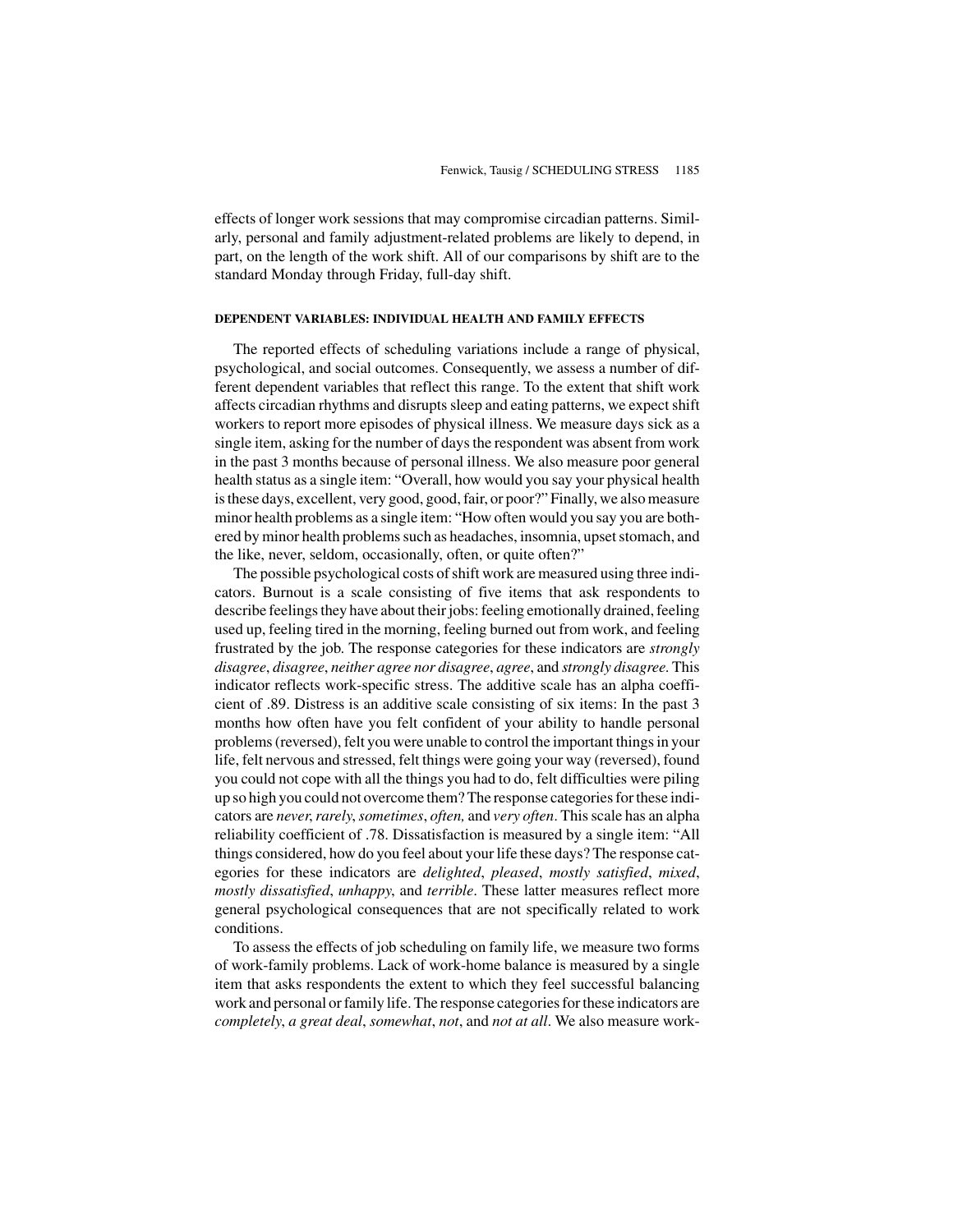effects of longer work sessions that may compromise circadian patterns. Similarly, personal and family adjustment-related problems are likely to depend, in part, on the length of the work shift. All of our comparisons by shift are to the standard Monday through Friday, full-day shift.

### DEPENDENT VARIABLES: INDIVIDUAL HEALTH AND FAMILY EFFECTS

The reported effects of scheduling variations include a range of physical, psychological, and social outcomes. Consequently, we assess a number of different dependent variables that reflect this range. To the extent that shift work affects circadian rhythms and disrupts sleep and eating patterns, we expect shift workers to report more episodes of physical illness. We measure days sick as a single item, asking for the number of days the respondent was absent from work in the past 3 months because of personal illness. We also measure poor general health status as a single item: "Overall, how would you say your physical health is these days, excellent, very good, good, fair, or poor?" Finally, we also measure minor health problems as a single item: "How often would you say you are bothered by minor health problems such as headaches, insomnia, upset stomach, and the like, never, seldom, occasionally, often, or quite often?"

The possible psychological costs of shift work are measured using three indicators. Burnout is a scale consisting of five items that ask respondents to describe feelings they have about their jobs: feeling emotionally drained, feeling used up, feeling tired in the morning, feeling burned out from work, and feeling frustrated by the job. The response categories for these indicators are *strongly disagree*, *disagree*, *neither agree nor disagree*, *agree*, and *strongly disagree*. This indicator reflects work-specific stress. The additive scale has an alpha coefficient of .89. Distress is an additive scale consisting of six items: In the past 3 months how often have you felt confident of your ability to handle personal problems (reversed), felt you were unable to control the important things in your life, felt nervous and stressed, felt things were going your way (reversed), found you could not cope with all the things you had to do, felt difficulties were piling up so high you could not overcome them? The response categories for these indicators are *never, rarely*, *sometimes*, *often,* and *very often*. This scale has an alpha reliability coefficient of .78. Dissatisfaction is measured by a single item: "All things considered, how do you feel about your life these days? The response categories for these indicators are *delighted*, *pleased*, *mostly satisfied*, *mixed*, *mostly dissatisfied*, *unhappy*, and *terrible*. These latter measures reflect more general psychological consequences that are not specifically related to work conditions.

To assess the effects of job scheduling on family life, we measure two forms of work-family problems. Lack of work-home balance is measured by a single item that asks respondents the extent to which they feel successful balancing work and personal or family life. The response categories for these indicators are *completely*, *a great deal*, *somewhat*, *not*, and *not at all*. We also measure work-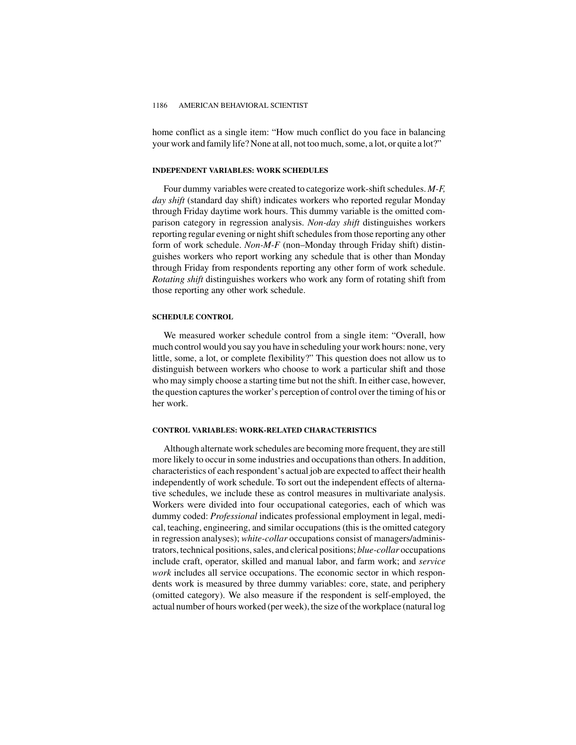home conflict as a single item: "How much conflict do you face in balancing your work and family life? None at all, not too much, some, a lot, or quite a lot?"

#### INDEPENDENT VARIABLES: WORK SCHEDULES

Four dummy variables were created to categorize work-shift schedules. *M-F, day shift* (standard day shift) indicates workers who reported regular Monday through Friday daytime work hours. This dummy variable is the omitted comparison category in regression analysis. *Non-day shift* distinguishes workers reporting regular evening or night shift schedules from those reporting any other form of work schedule. *Non-M-F* (non–Monday through Friday shift) distinguishes workers who report working any schedule that is other than Monday through Friday from respondents reporting any other form of work schedule. *Rotating shift* distinguishes workers who work any form of rotating shift from those reporting any other work schedule.

#### SCHEDULE CONTROL

We measured worker schedule control from a single item: "Overall, how much control would you say you have in scheduling your work hours: none, very little, some, a lot, or complete flexibility?" This question does not allow us to distinguish between workers who choose to work a particular shift and those who may simply choose a starting time but not the shift. In either case, however, the question captures the worker's perception of control over the timing of his or her work.

#### CONTROL VARIABLES: WORK-RELATED CHARACTERISTICS

Although alternate work schedules are becoming more frequent, they are still more likely to occur in some industries and occupations than others. In addition, characteristics of each respondent's actual job are expected to affect their health independently of work schedule. To sort out the independent effects of alternative schedules, we include these as control measures in multivariate analysis. Workers were divided into four occupational categories, each of which was dummy coded: *Professional* indicates professional employment in legal, medical, teaching, engineering, and similar occupations (this is the omitted category in regression analyses); *white-collar* occupations consist of managers/administrators, technical positions, sales, and clerical positions; *blue-collar* occupations include craft, operator, skilled and manual labor, and farm work; and *service work* includes all service occupations. The economic sector in which respondents work is measured by three dummy variables: core, state, and periphery (omitted category). We also measure if the respondent is self-employed, the actual number of hours worked (per week), the size of the workplace (natural log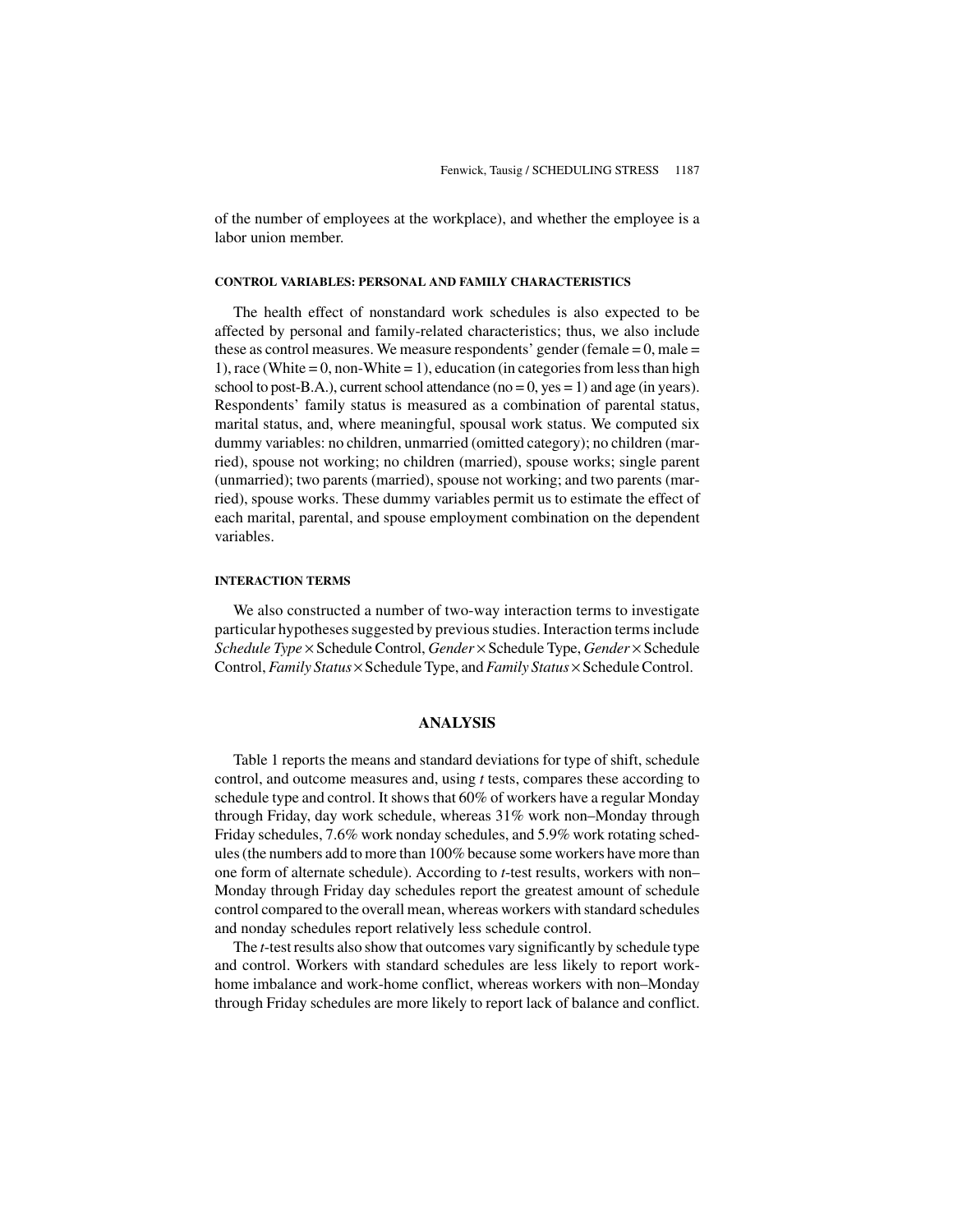of the number of employees at the workplace), and whether the employee is a labor union member.

### CONTROL VARIABLES: PERSONAL AND FAMILY CHARACTERISTICS

The health effect of nonstandard work schedules is also expected to be affected by personal and family-related characteristics; thus, we also include these as control measures. We measure respondents' gender (female = 0, male = 1), race (White = 0, non-White = 1), education (in categories from less than high school to post-B.A.), current school attendance (no = 0, yes = 1) and age (in years). Respondents' family status is measured as a combination of parental status, marital status, and, where meaningful, spousal work status. We computed six dummy variables: no children, unmarried (omitted category); no children (married), spouse not working; no children (married), spouse works; single parent (unmarried); two parents (married), spouse not working; and two parents (married), spouse works. These dummy variables permit us to estimate the effect of each marital, parental, and spouse employment combination on the dependent variables.

### INTERACTION TERMS

We also constructed a number of two-way interaction terms to investigate particular hypotheses suggested by previous studies. Interaction terms include *Schedule Type* × Schedule Control, *Gender* × Schedule Type, *Gender* × Schedule Control, *Family Status* × Schedule Type, and *Family Status* × Schedule Control.

## ANALYSIS

Table 1 reports the means and standard deviations for type of shift, schedule control, and outcome measures and, using *t* tests, compares these according to schedule type and control. It shows that 60% of workers have a regular Monday through Friday, day work schedule, whereas 31% work non–Monday through Friday schedules, 7.6% work nonday schedules, and 5.9% work rotating schedules (the numbers add to more than 100% because some workers have more than one form of alternate schedule). According to *t*-test results, workers with non–Monday through Friday day schedules report the greatest amount of schedule control compared to the overall mean, whereas workers with standard schedules and nonday schedules report relatively less schedule control.

The *t*-test results also show that outcomes vary significantly by schedule type and control. Workers with standard schedules are less likely to report work-home imbalance and work-home conflict, whereas workers with non–Monday through Friday schedules are more likely to report lack of balance and conflict.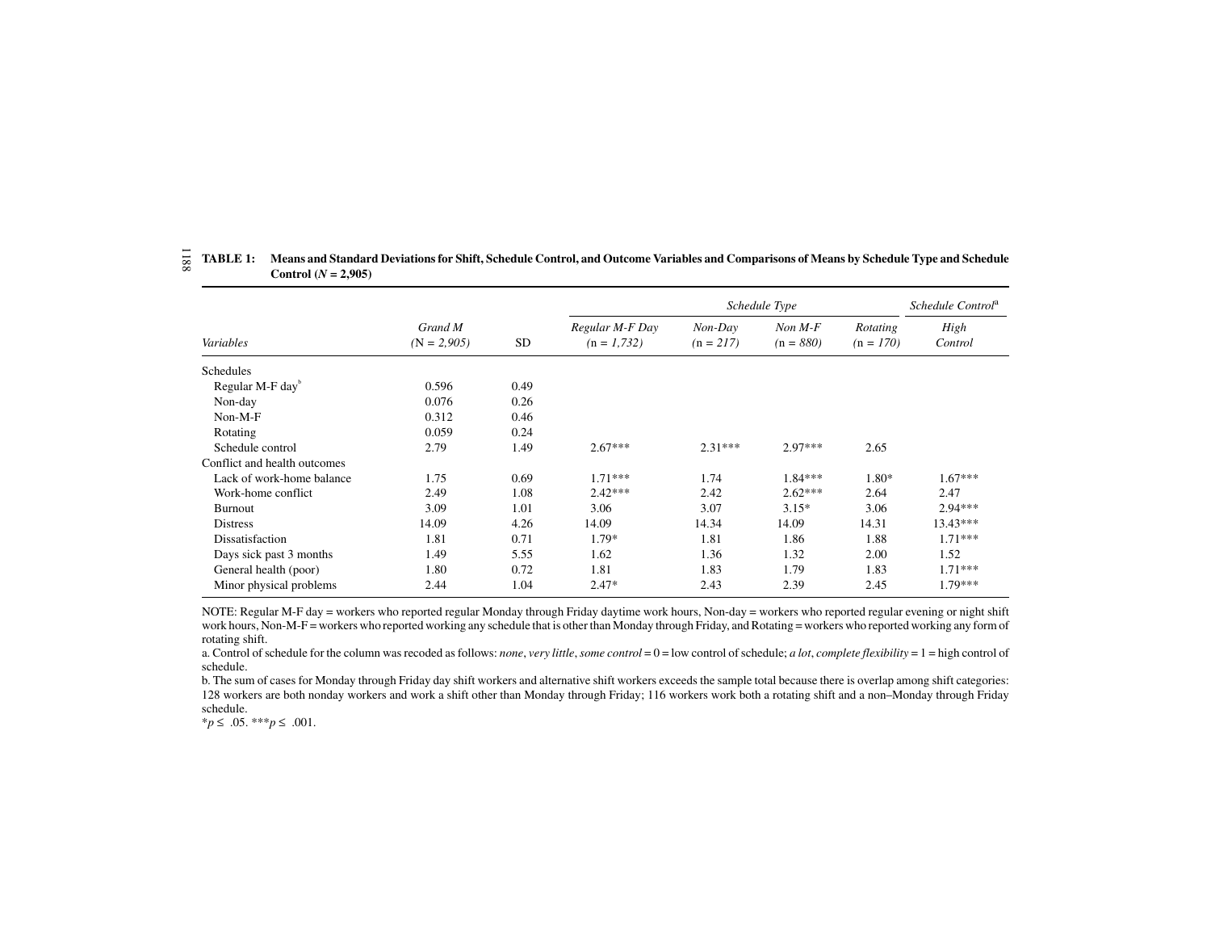**TABLE 1: Means and Standard Deviations for Shift, Schedule Control, and Outcome Variables and Comparisons of Means by Schedule Type and Schedule Control ($N$ = 2,905)**

| | | | *Schedule Type* | | | | *Schedule Control*[a] |
|---|---|---|---|---|---|---|---|
| *Variables* | *Grand M* *(N = 2,905)* | SD | *Regular M-F Day* (n = *1,732)* | *Non-Day* *(*n = *217)* | *Non M-F* (n = *880)* | *Rotating* *(*n = *170)* | *High* *Control* |
| Schedules | | | | | | | |
| Regular M-F day[b] | 0.596 | 0.49 | | | | | |
| Non-day | 0.076 | 0.26 | | | | | |
| Non-M-F | 0.312 | 0.46 | | | | | |
| Rotating | 0.059 | 0.24 | | | | | |
| Schedule control | 2.79 | 1.49 | 2.67*** | 2.31*** | 2.97*** | 2.65 | |
| Conflict and health outcomes | | | | | | | |
| Lack of work-home balance | 1.75 | 0.69 | 1.71*** | 1.74 | 1.84*** | 1.80* | 1.67*** |
| Work-home conflict | 2.49 | 1.08 | 2.42*** | 2.42 | 2.62*** | 2.64 | 2.47 |
| Burnout | 3.09 | 1.01 | 3.06 | 3.07 | 3.15* | 3.06 | 2.94*** |
| Distress | 14.09 | 4.26 | 14.09 | 14.34 | 14.09 | 14.31 | 13.43*** |
| Dissatisfaction | 1.81 | 0.71 | 1.79* | 1.81 | 1.86 | 1.88 | 1.71*** |
| Days sick past 3 months | 1.49 | 5.55 | 1.62 | 1.36 | 1.32 | 2.00 | 1.52 |
| General health (poor) | 1.80 | 0.72 | 1.81 | 1.83 | 1.79 | 1.83 | 1.71*** |
| Minor physical problems | 2.44 | 1.04 | 2.47* | 2.43 | 2.39 | 2.45 | 1.79*** |

NOTE: Regular M-F day = workers who reported regular Monday through Friday daytime work hours, Non-day = workers who reported regular evening or night shift work hours, Non-M-F = workers who reported working any schedule that is other than Monday through Friday, and Rotating = workers who reported working any form of rotating shift.

a. Control of schedule for the column was recoded as follows: *none*, *very little*, *some control* = 0 = low control of schedule; *a lot*, *complete flexibility* = 1 = high control of schedule.

b. The sum of cases for Monday through Friday day shift workers and alternative shift workers exceeds the sample total because there is overlap among shift categories: 128 workers are both nonday workers and work a shift other than Monday through Friday; 116 workers work both a rotating shift and a non–Monday through Friday schedule.

*$p \leq .05$. ***$p \leq .001$.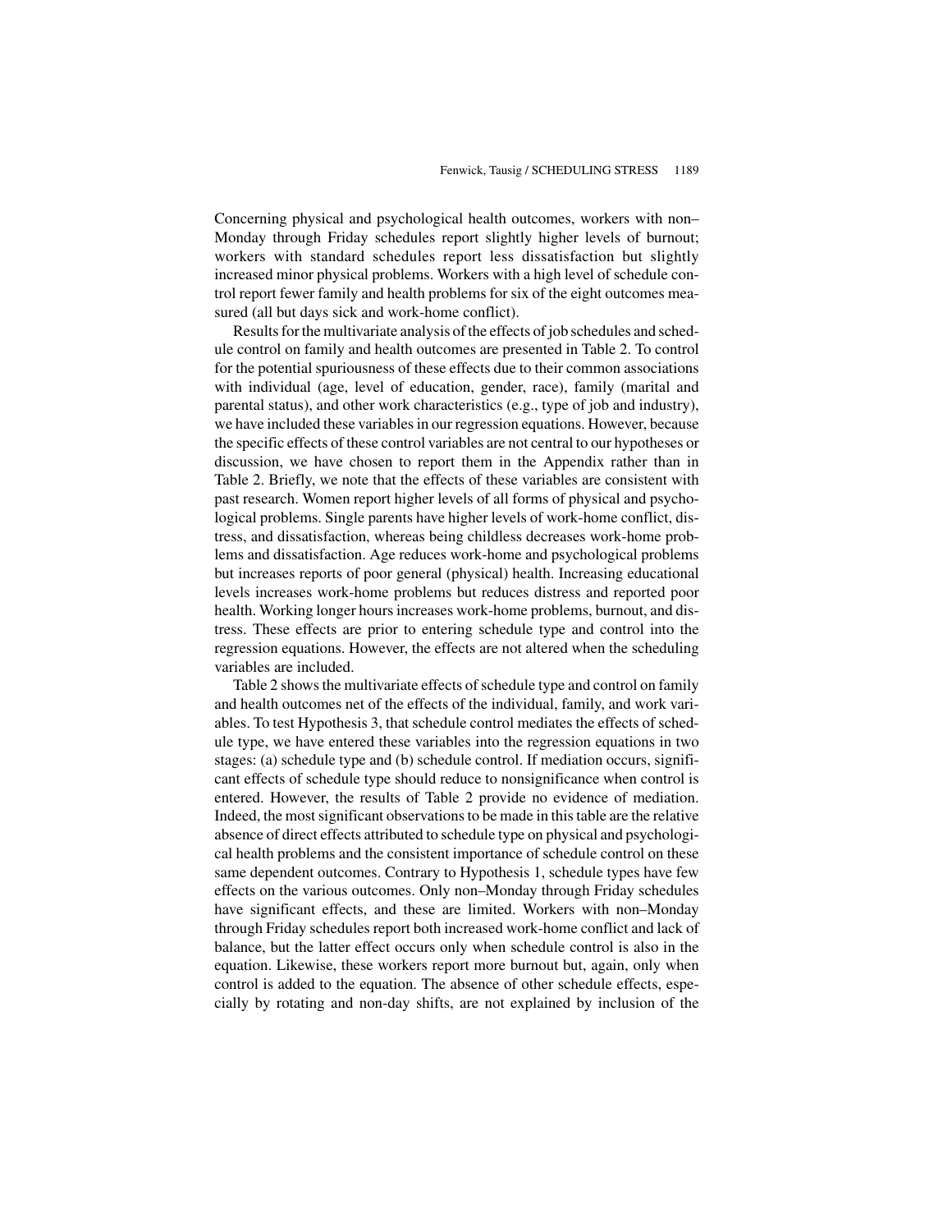Concerning physical and psychological health outcomes, workers with non–Monday through Friday schedules report slightly higher levels of burnout; workers with standard schedules report less dissatisfaction but slightly increased minor physical problems. Workers with a high level of schedule control report fewer family and health problems for six of the eight outcomes measured (all but days sick and work-home conflict).

Results for the multivariate analysis of the effects of job schedules and schedule control on family and health outcomes are presented in Table 2. To control for the potential spuriousness of these effects due to their common associations with individual (age, level of education, gender, race), family (marital and parental status), and other work characteristics (e.g., type of job and industry), we have included these variables in our regression equations. However, because the specific effects of these control variables are not central to our hypotheses or discussion, we have chosen to report them in the Appendix rather than in Table 2. Briefly, we note that the effects of these variables are consistent with past research. Women report higher levels of all forms of physical and psychological problems. Single parents have higher levels of work-home conflict, distress, and dissatisfaction, whereas being childless decreases work-home problems and dissatisfaction. Age reduces work-home and psychological problems but increases reports of poor general (physical) health. Increasing educational levels increases work-home problems but reduces distress and reported poor health. Working longer hours increases work-home problems, burnout, and distress. These effects are prior to entering schedule type and control into the regression equations. However, the effects are not altered when the scheduling variables are included.

Table 2 shows the multivariate effects of schedule type and control on family and health outcomes net of the effects of the individual, family, and work variables. To test Hypothesis 3, that schedule control mediates the effects of schedule type, we have entered these variables into the regression equations in two stages: (a) schedule type and (b) schedule control. If mediation occurs, significant effects of schedule type should reduce to nonsignificance when control is entered. However, the results of Table 2 provide no evidence of mediation. Indeed, the most significant observations to be made in this table are the relative absence of direct effects attributed to schedule type on physical and psychological health problems and the consistent importance of schedule control on these same dependent outcomes. Contrary to Hypothesis 1, schedule types have few effects on the various outcomes. Only non–Monday through Friday schedules have significant effects, and these are limited. Workers with non–Monday through Friday schedules report both increased work-home conflict and lack of balance, but the latter effect occurs only when schedule control is also in the equation. Likewise, these workers report more burnout but, again, only when control is added to the equation. The absence of other schedule effects, especially by rotating and non-day shifts, are not explained by inclusion of the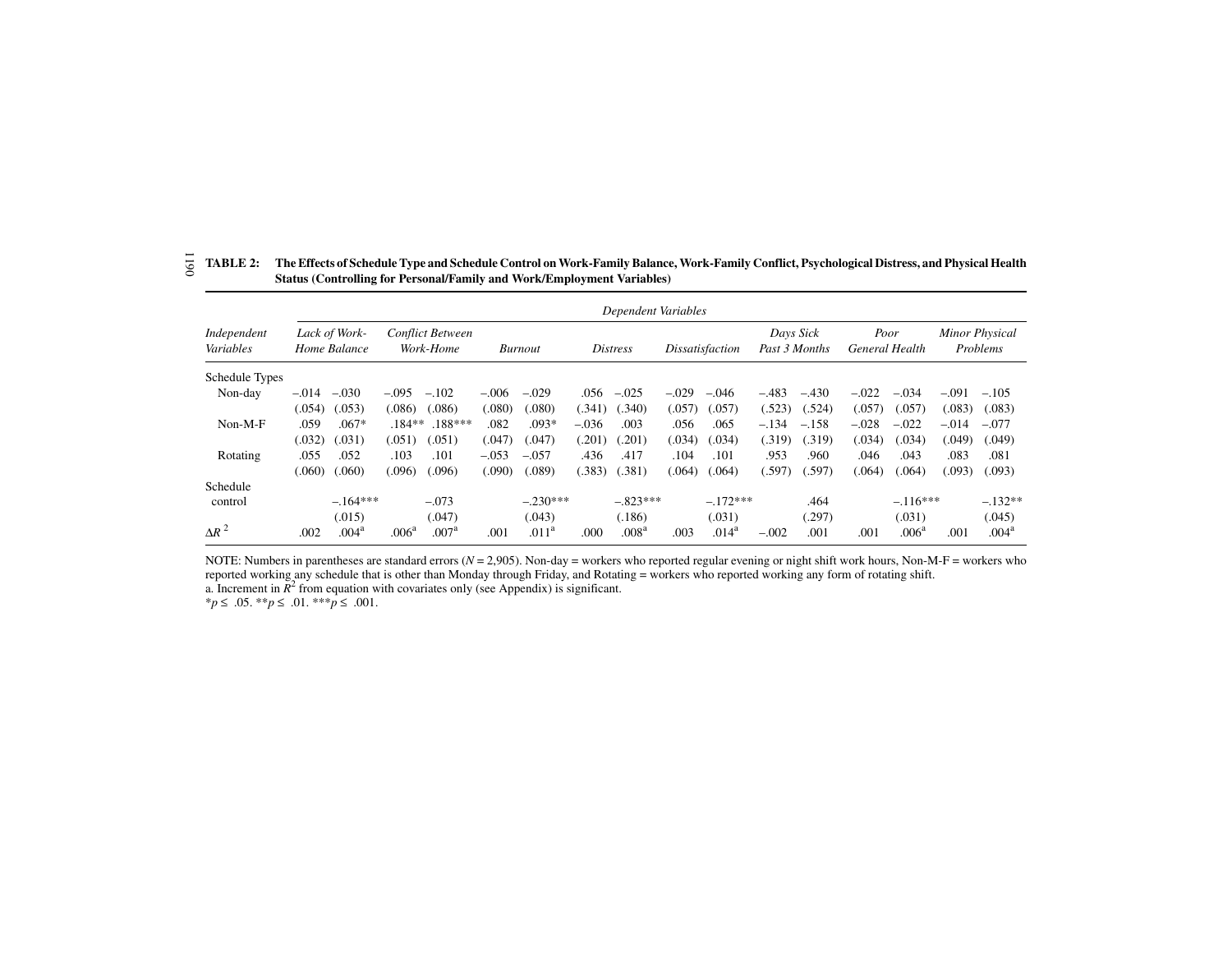**TABLE 2: The Effects of Schedule Type and Schedule Control on Work-Family Balance, Work-Family Conflict, Psychological Distress, and Physical Health Status (Controlling for Personal/Family and Work/Employment Variables)**

| Independent Variables | *Lack of Work-Home Balance* | | *Conflict Between Work-Home* | | *Burnout* | | *Distress* | | *Dissatisfaction* | | *Days Sick Past 3 Months* | | *Poor General Health* | | *Minor Physical Problems* | |
|---|---|---|---|---|---|---|---|---|---|---|---|---|---|---|---|---|
| Schedule Types | | | | | | | | | | | | | | | | |
| Non-day | –.014 | –.030 | –.095 | –.102 | –.006 | –.029 | .056 | –.025 | –.029 | –.046 | –.483 | –.430 | –.022 | –.034 | –.091 | –.105 |
| | (.054) | (.053) | (.086) | (.086) | (.080) | (.080) | (.341) | (.340) | (.057) | (.057) | (.523) | (.524) | (.057) | (.057) | (.083) | (.083) |
| Non-M-F | .059 | .067* | .184** | .188*** | .082 | .093* | –.036 | .003 | .056 | .065 | –.134 | –.158 | –.028 | –.022 | –.014 | –.077 |
| | (.032) | (.031) | (.051) | (.051) | (.047) | (.047) | (.201) | (.201) | (.034) | (.034) | (.319) | (.319) | (.034) | (.034) | (.049) | (.049) |
| Rotating | .055 | .052 | .103 | .101 | –.053 | –.057 | .436 | .417 | .104 | .101 | .953 | .960 | .046 | .043 | .083 | .081 |
| | (.060) | (.060) | (.096) | (.096) | (.090) | (.089) | (.383) | (.381) | (.064) | (.064) | (.597) | (.597) | (.064) | (.064) | (.093) | (.093) |
| Schedule control | | –.164*** | | –.073 | | –.230*** | | –.823*** | | –.172*** | | .464 | | –.116*** | | –.132** |
| | | (.015) | | (.047) | | (.043) | | (.186) | | (.031) | | (.297) | | (.031) | | (.045) |
| $\Delta R^2$ | .002 | .004[a] | .006[a] | .007[a] | .001 | .011[a] | .000 | .008[a] | .003 | .014[a] | –.002 | .001 | .001 | .006[a] | .001 | .004[a] |

NOTE: Numbers in parentheses are standard errors ($N$ = 2,905). Non-day = workers who reported regular evening or night shift work hours, Non-M-F = workers who reported working any schedule that is other than Monday through Friday, and Rotating = workers who reported working any form of rotating shift.
a. Increment in $R^2$ from equation with covariates only (see Appendix) is significant.
\*$p \leq .05$. \*\*$p \leq .01$. \*\*\*$p \leq .001$.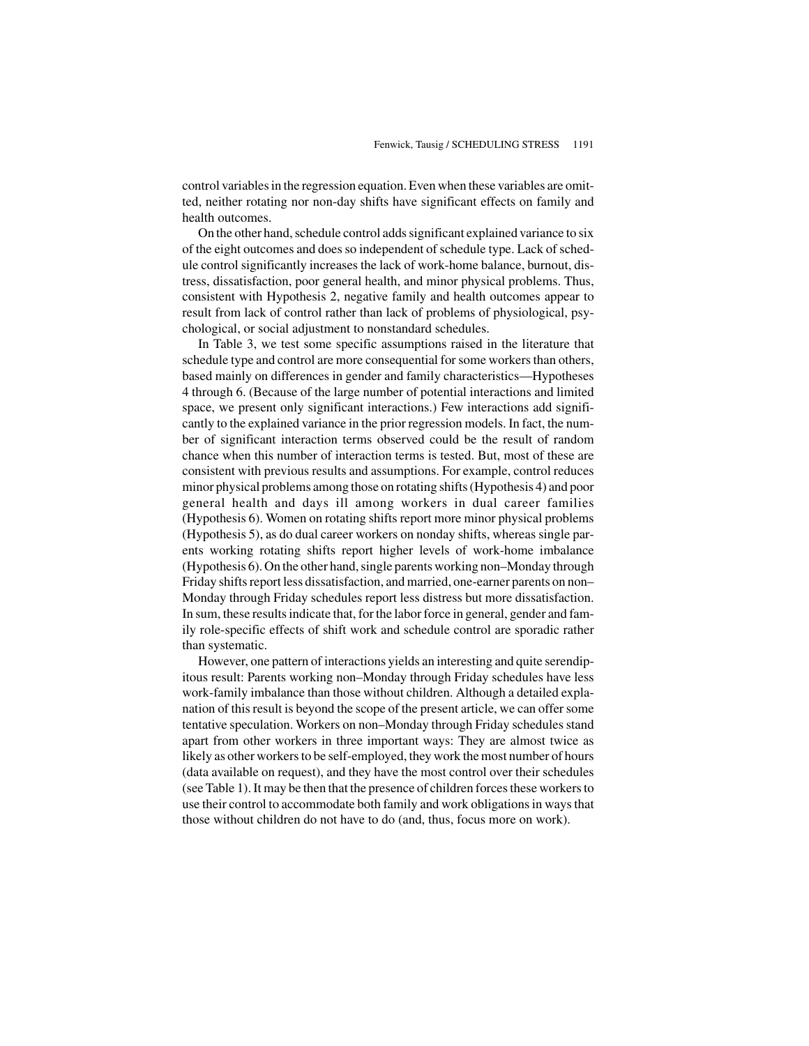control variables in the regression equation. Even when these variables are omitted, neither rotating nor non-day shifts have significant effects on family and health outcomes.

On the other hand, schedule control adds significant explained variance to six of the eight outcomes and does so independent of schedule type. Lack of schedule control significantly increases the lack of work-home balance, burnout, distress, dissatisfaction, poor general health, and minor physical problems. Thus, consistent with Hypothesis 2, negative family and health outcomes appear to result from lack of control rather than lack of problems of physiological, psychological, or social adjustment to nonstandard schedules.

In Table 3, we test some specific assumptions raised in the literature that schedule type and control are more consequential for some workers than others, based mainly on differences in gender and family characteristics—Hypotheses 4 through 6. (Because of the large number of potential interactions and limited space, we present only significant interactions.) Few interactions add significantly to the explained variance in the prior regression models. In fact, the number of significant interaction terms observed could be the result of random chance when this number of interaction terms is tested. But, most of these are consistent with previous results and assumptions. For example, control reduces minor physical problems among those on rotating shifts (Hypothesis 4) and poor general health and days ill among workers in dual career families (Hypothesis 6). Women on rotating shifts report more minor physical problems (Hypothesis 5), as do dual career workers on nonday shifts, whereas single parents working rotating shifts report higher levels of work-home imbalance (Hypothesis 6). On the other hand, single parents working non–Monday through Friday shifts report less dissatisfaction, and married, one-earner parents on non–Monday through Friday schedules report less distress but more dissatisfaction. In sum, these results indicate that, for the labor force in general, gender and family role-specific effects of shift work and schedule control are sporadic rather than systematic.

However, one pattern of interactions yields an interesting and quite serendipitous result: Parents working non–Monday through Friday schedules have less work-family imbalance than those without children. Although a detailed explanation of this result is beyond the scope of the present article, we can offer some tentative speculation. Workers on non–Monday through Friday schedules stand apart from other workers in three important ways: They are almost twice as likely as other workers to be self-employed, they work the most number of hours (data available on request), and they have the most control over their schedules (see Table 1). It may be then that the presence of children forces these workers to use their control to accommodate both family and work obligations in ways that those without children do not have to do (and, thus, focus more on work).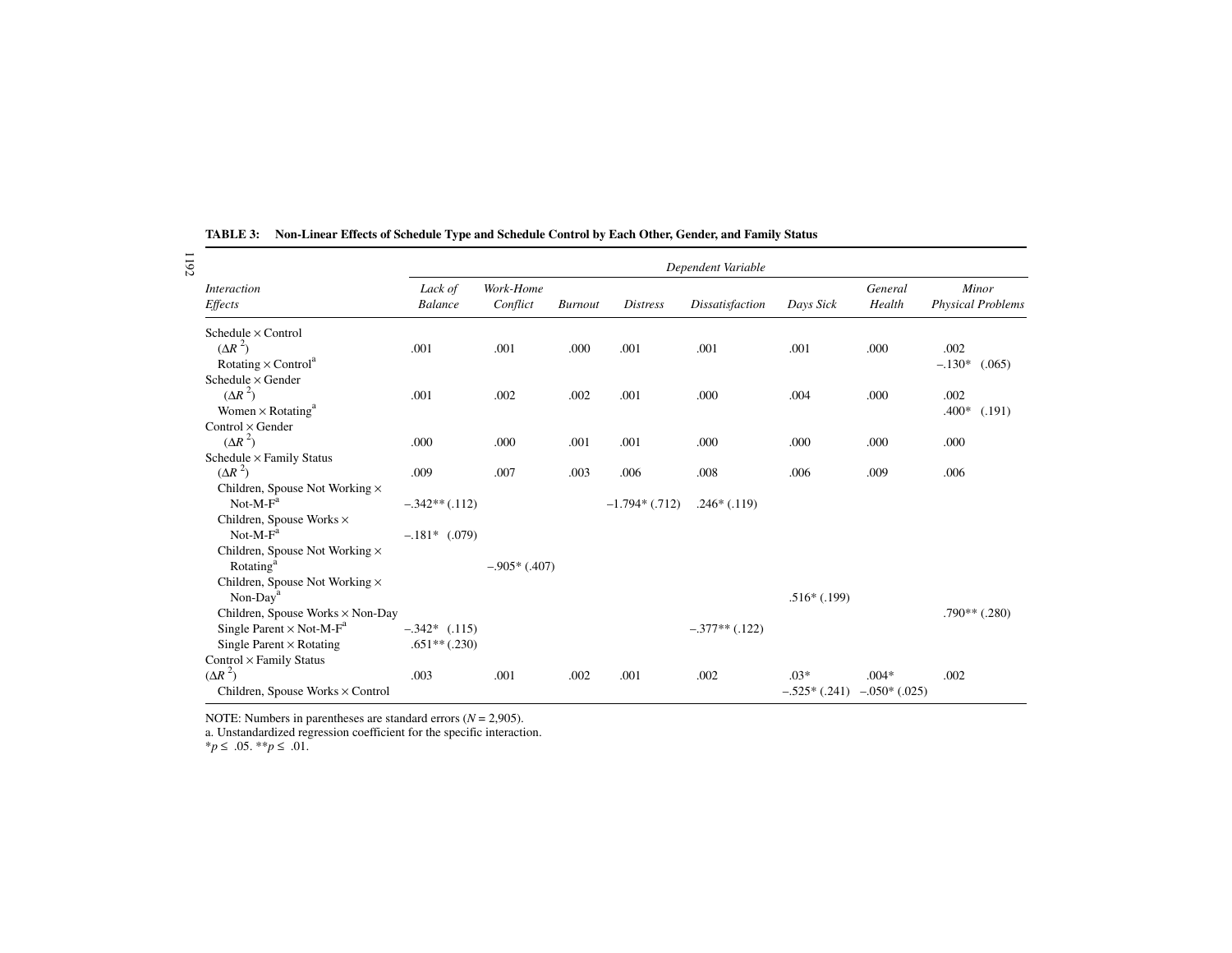**TABLE 3: Non-Linear Effects of Schedule Type and Schedule Control by Each Other, Gender, and Family Status**

| *Interaction Effects* | *Lack of Balance* | *Work-Home Conflict* | *Burnout* | *Distress* | *Dissatisfaction* | *Days Sick* | *General Health* | *Minor Physical Problems* |
|---|---|---|---|---|---|---|---|---|
| | *Dependent Variable* | | | | | | | |
| Schedule × Control | | | | | | | | |
| ($\Delta R^2$) | .001 | .001 | .000 | .001 | .001 | .001 | .000 | .002 |
| Rotating × Control[a] | | | | | | | | –.130* (.065) |
| Schedule × Gender | | | | | | | | |
| ($\Delta R^2$) | .001 | .002 | .002 | .001 | .000 | .004 | .000 | .002 |
| Women × Rotating[a] | | | | | | | | .400* (.191) |
| Control × Gender | | | | | | | | |
| ($\Delta R^2$) | .000 | .000 | .001 | .001 | .000 | .000 | .000 | .000 |
| Schedule × Family Status | | | | | | | | |
| ($\Delta R^2$) | .009 | .007 | .003 | .006 | .008 | .006 | .009 | .006 |
| Children, Spouse Not Working × Not-M-F[a] | –.342** (.112) | | | –1.794* (.712) | .246* (.119) | | | |
| Children, Spouse Works × Not-M-F[a] | –.181* (.079) | | | | | | | |
| Children, Spouse Not Working × Rotating[a] | | –.905* (.407) | | | | | | |
| Children, Spouse Not Working × Non-Day[a] | | | | | | .516* (.199) | | |
| Children, Spouse Works × Non-Day | | | | | | | | .790** (.280) |
| Single Parent × Not-M-F[a] | –.342* (.115) | | | | –.377** (.122) | | | |
| Single Parent × Rotating | .651** (.230) | | | | | | | |
| Control × Family Status | | | | | | | | |
| ($\Delta R^2$) | .003 | .001 | .002 | .001 | .002 | .03* | .004* | .002 |
| Children, Spouse Works × Control | | | | | | –.525* (.241) | –.050* (.025) | |

NOTE: Numbers in parentheses are standard errors ($N = 2{,}905$).
a. Unstandardized regression coefficient for the specific interaction.
*$p \leq .05$. **$p \leq .01$.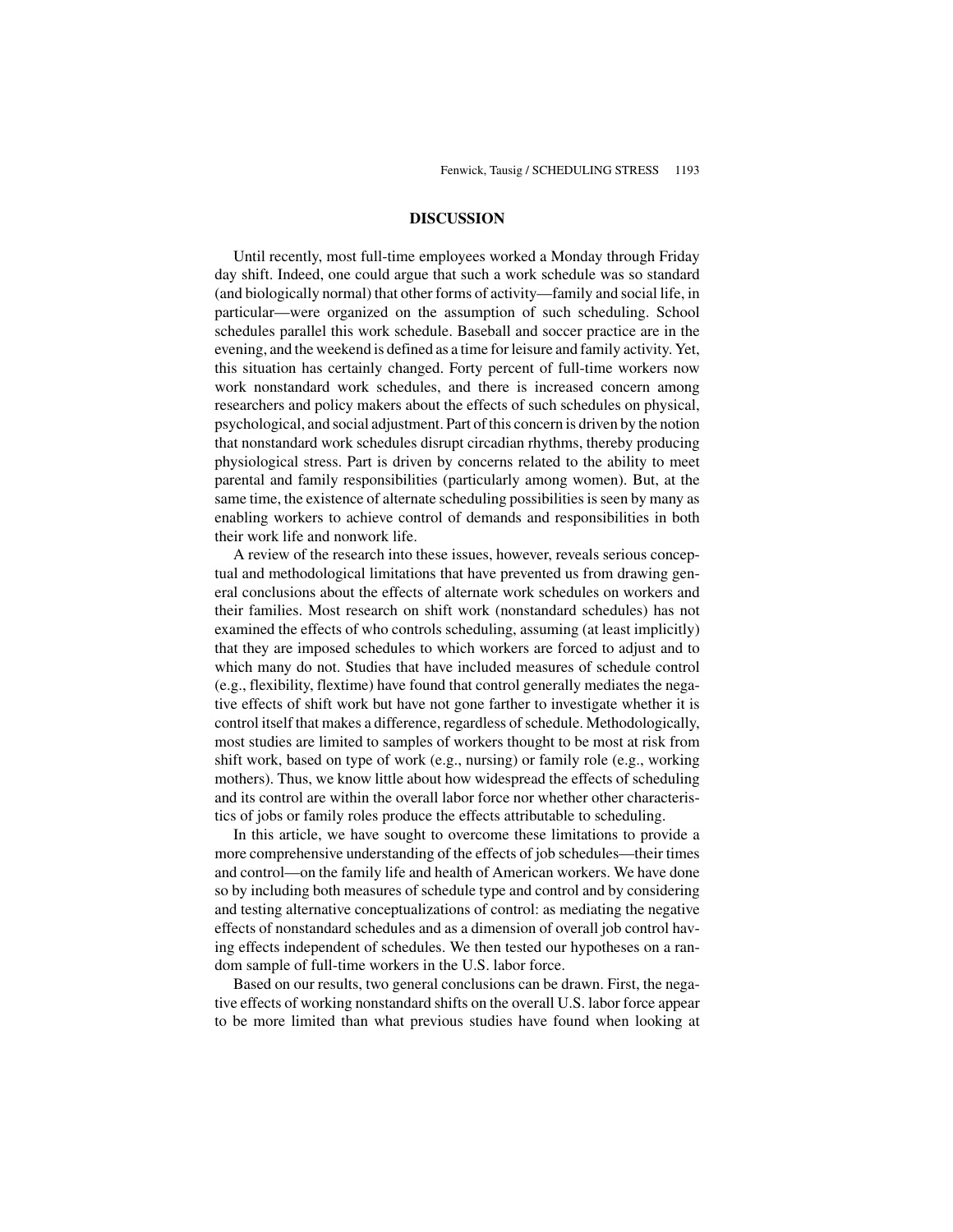## DISCUSSION

Until recently, most full-time employees worked a Monday through Friday day shift. Indeed, one could argue that such a work schedule was so standard (and biologically normal) that other forms of activity—family and social life, in particular—were organized on the assumption of such scheduling. School schedules parallel this work schedule. Baseball and soccer practice are in the evening, and the weekend is defined as a time for leisure and family activity. Yet, this situation has certainly changed. Forty percent of full-time workers now work nonstandard work schedules, and there is increased concern among researchers and policy makers about the effects of such schedules on physical, psychological, and social adjustment. Part of this concern is driven by the notion that nonstandard work schedules disrupt circadian rhythms, thereby producing physiological stress. Part is driven by concerns related to the ability to meet parental and family responsibilities (particularly among women). But, at the same time, the existence of alternate scheduling possibilities is seen by many as enabling workers to achieve control of demands and responsibilities in both their work life and nonwork life.

A review of the research into these issues, however, reveals serious conceptual and methodological limitations that have prevented us from drawing general conclusions about the effects of alternate work schedules on workers and their families. Most research on shift work (nonstandard schedules) has not examined the effects of who controls scheduling, assuming (at least implicitly) that they are imposed schedules to which workers are forced to adjust and to which many do not. Studies that have included measures of schedule control (e.g., flexibility, flextime) have found that control generally mediates the negative effects of shift work but have not gone farther to investigate whether it is control itself that makes a difference, regardless of schedule. Methodologically, most studies are limited to samples of workers thought to be most at risk from shift work, based on type of work (e.g., nursing) or family role (e.g., working mothers). Thus, we know little about how widespread the effects of scheduling and its control are within the overall labor force nor whether other characteristics of jobs or family roles produce the effects attributable to scheduling.

In this article, we have sought to overcome these limitations to provide a more comprehensive understanding of the effects of job schedules—their times and control—on the family life and health of American workers. We have done so by including both measures of schedule type and control and by considering and testing alternative conceptualizations of control: as mediating the negative effects of nonstandard schedules and as a dimension of overall job control having effects independent of schedules. We then tested our hypotheses on a random sample of full-time workers in the U.S. labor force.

Based on our results, two general conclusions can be drawn. First, the negative effects of working nonstandard shifts on the overall U.S. labor force appear to be more limited than what previous studies have found when looking at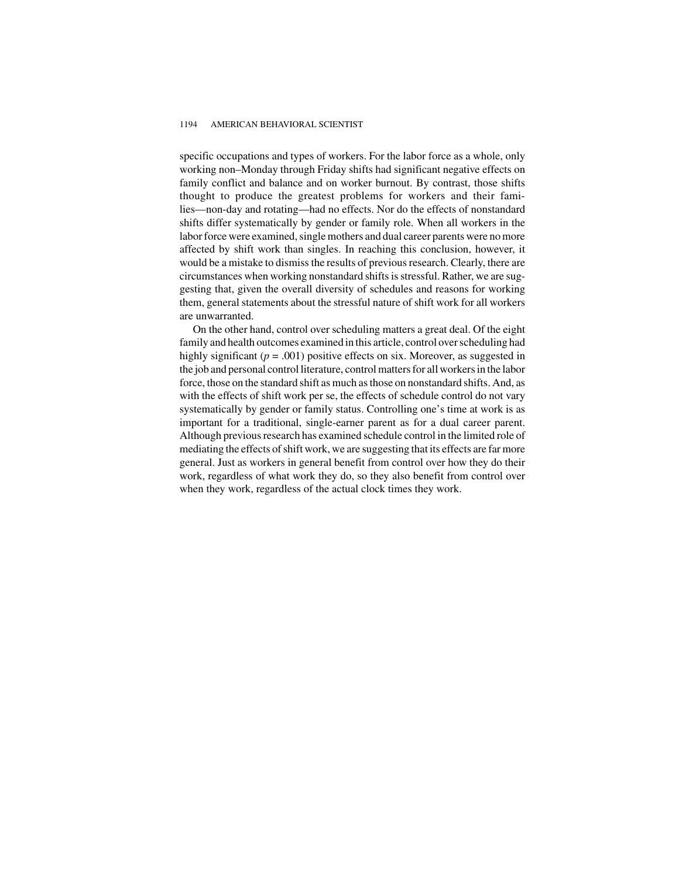specific occupations and types of workers. For the labor force as a whole, only working non–Monday through Friday shifts had significant negative effects on family conflict and balance and on worker burnout. By contrast, those shifts thought to produce the greatest problems for workers and their families—non-day and rotating—had no effects. Nor do the effects of nonstandard shifts differ systematically by gender or family role. When all workers in the labor force were examined, single mothers and dual career parents were no more affected by shift work than singles. In reaching this conclusion, however, it would be a mistake to dismiss the results of previous research. Clearly, there are circumstances when working nonstandard shifts is stressful. Rather, we are suggesting that, given the overall diversity of schedules and reasons for working them, general statements about the stressful nature of shift work for all workers are unwarranted.

On the other hand, control over scheduling matters a great deal. Of the eight family and health outcomes examined in this article, control over scheduling had highly significant ($p = .001$) positive effects on six. Moreover, as suggested in the job and personal control literature, control matters for all workers in the labor force, those on the standard shift as much as those on nonstandard shifts. And, as with the effects of shift work per se, the effects of schedule control do not vary systematically by gender or family status. Controlling one's time at work is as important for a traditional, single-earner parent as for a dual career parent. Although previous research has examined schedule control in the limited role of mediating the effects of shift work, we are suggesting that its effects are far more general. Just as workers in general benefit from control over how they do their work, regardless of what work they do, so they also benefit from control over when they work, regardless of the actual clock times they work.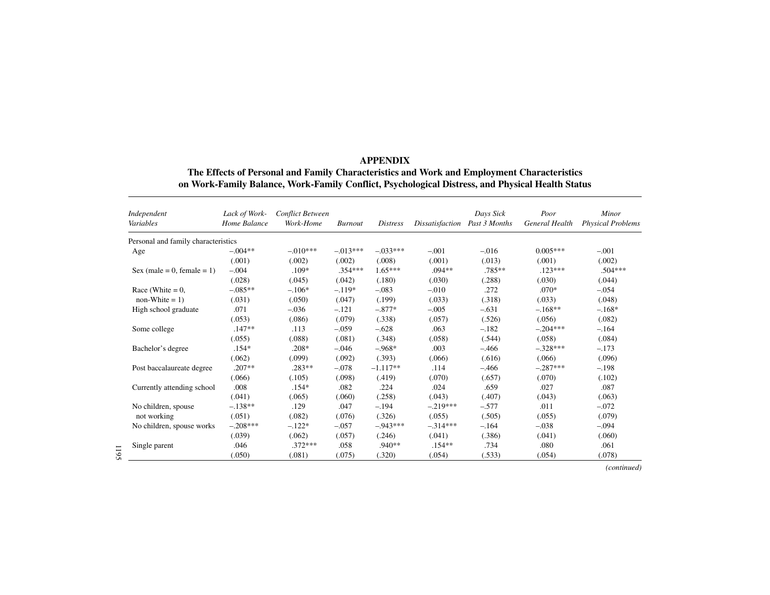## APPENDIX

### The Effects of Personal and Family Characteristics and Work and Employment Characteristics on Work-Family Balance, Work-Family Conflict, Psychological Distress, and Physical Health Status

| *Independent Variables* | *Lack of Work-Home Balance* | *Conflict Between Work-Home* | *Burnout* | *Distress* | *Dissatisfaction* | *Days Sick Past 3 Months* | *Poor General Health* | *Minor Physical Problems* |
|---|---|---|---|---|---|---|---|---|
| Personal and family characteristics | | | | | | | | |
| Age | –.004** | –.010*** | –.013*** | –.033*** | –.001 | –.016 | 0.005*** | –.001 |
| | (.001) | (.002) | (.002) | (.008) | (.001) | (.013) | (.001) | (.002) |
| Sex (male = 0, female = 1) | –.004 | .109* | .354*** | 1.65*** | .094** | .785** | .123*** | .504*** |
| | (.028) | (.045) | (.042) | (.180) | (.030) | (.288) | (.030) | (.044) |
| Race (White = 0, non-White = 1) | –.085** | –.106* | –.119* | –.083 | –.010 | .272 | .070* | –.054 |
| | (.031) | (.050) | (.047) | (.199) | (.033) | (.318) | (.033) | (.048) |
| High school graduate | .071 | –.036 | –.121 | –.877* | –.005 | –.631 | –.168** | –.168* |
| | (.053) | (.086) | (.079) | (.338) | (.057) | (.526) | (.056) | (.082) |
| Some college | .147** | .113 | –.059 | –.628 | .063 | –.182 | –.204*** | –.164 |
| | (.055) | (.088) | (.081) | (.348) | (.058) | (.544) | (.058) | (.084) |
| Bachelor's degree | .154* | .208* | –.046 | –.968* | .003 | –.466 | –.328*** | –.173 |
| | (.062) | (.099) | (.092) | (.393) | (.066) | (.616) | (.066) | (.096) |
| Post baccalaureate degree | .207** | .283** | –.078 | –1.117** | .114 | –.466 | –.287*** | –.198 |
| | (.066) | (.105) | (.098) | (.419) | (.070) | (.657) | (.070) | (.102) |
| Currently attending school | .008 | .154* | .082 | .224 | .024 | .659 | .027 | .087 |
| | (.041) | (.065) | (.060) | (.258) | (.043) | (.407) | (.043) | (.063) |
| No children, spouse not working | –.138** | .129 | .047 | –.194 | –.219*** | –.577 | .011 | –.072 |
| | (.051) | (.082) | (.076) | (.326) | (.055) | (.505) | (.055) | (.079) |
| No children, spouse works | –.208*** | –.122* | –.057 | –.943*** | –.314*** | –.164 | –.038 | –.094 |
| | (.039) | (.062) | (.057) | (.246) | (.041) | (.386) | (.041) | (.060) |
| Single parent | .046 | .372*** | .058 | .940** | .154** | .734 | .080 | .061 |
| | (.050) | (.081) | (.075) | (.320) | (.054) | (.533) | (.054) | (.078) |

*(continued)*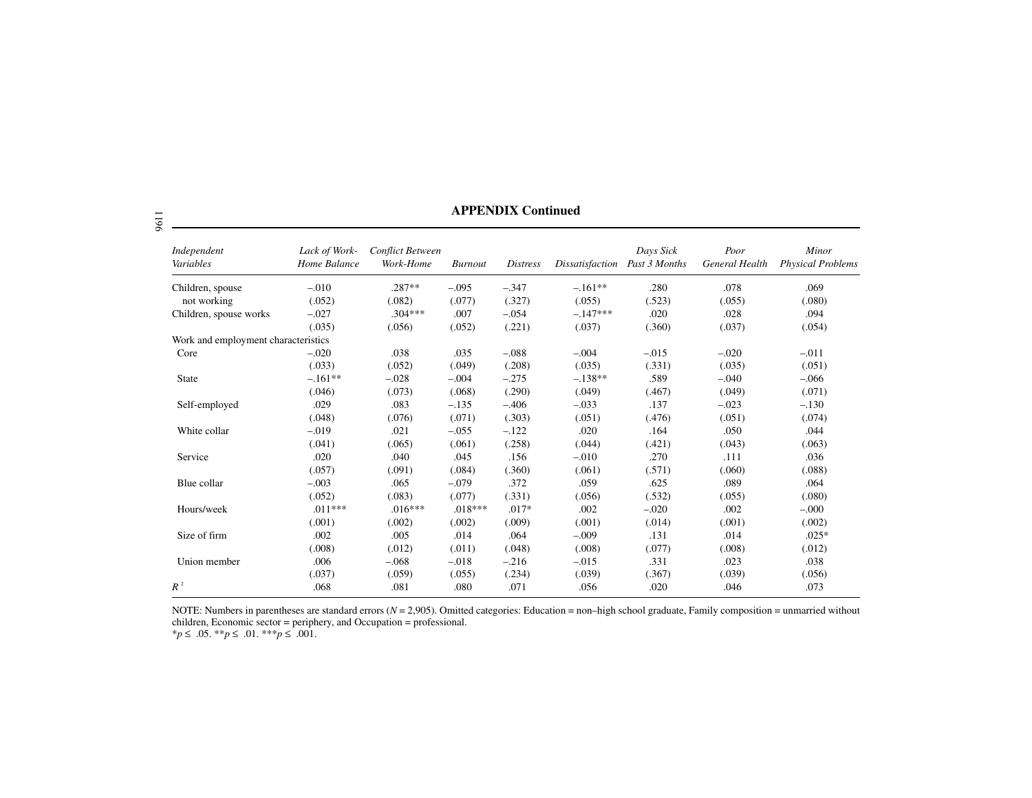**APPENDIX Continued**

| Independent Variables | Lack of Work-Home Balance | Conflict Between Work-Home | Burnout | Distress | Dissatisfaction | Days Sick Past 3 Months | Poor General Health | Minor Physical Problems |
|---|---|---|---|---|---|---|---|---|
| Children, spouse not working | –.010 | .287** | –.095 | –.347 | –.161** | .280 | .078 | .069 |
| | (.052) | (.082) | (.077) | (.327) | (.055) | (.523) | (.055) | (.080) |
| Children, spouse works | –.027 | .304*** | .007 | –.054 | –.147*** | .020 | .028 | .094 |
| | (.035) | (.056) | (.052) | (.221) | (.037) | (.360) | (.037) | (.054) |
| Work and employment characteristics | | | | | | | | |
| Core | –.020 | .038 | .035 | –.088 | –.004 | –.015 | –.020 | –.011 |
| | (.033) | (.052) | (.049) | (.208) | (.035) | (.331) | (.035) | (.051) |
| State | –.161** | –.028 | –.004 | –.275 | –.138** | .589 | –.040 | –.066 |
| | (.046) | (.073) | (.068) | (.290) | (.049) | (.467) | (.049) | (.071) |
| Self-employed | .029 | .083 | –.135 | –.406 | –.033 | .137 | –.023 | –.130 |
| | (.048) | (.076) | (.071) | (.303) | (.051) | (.476) | (.051) | (.074) |
| White collar | –.019 | .021 | –.055 | –.122 | .020 | .164 | .050 | .044 |
| | (.041) | (.065) | (.061) | (.258) | (.044) | (.421) | (.043) | (.063) |
| Service | .020 | .040 | .045 | .156 | –.010 | .270 | .111 | .036 |
| | (.057) | (.091) | (.084) | (.360) | (.061) | (.571) | (.060) | (.088) |
| Blue collar | –.003 | .065 | –.079 | .372 | .059 | .625 | .089 | .064 |
| | (.052) | (.083) | (.077) | (.331) | (.056) | (.532) | (.055) | (.080) |
| Hours/week | .011*** | .016*** | .018*** | .017* | .002 | –.020 | .002 | –.000 |
| | (.001) | (.002) | (.002) | (.009) | (.001) | (.014) | (.001) | (.002) |
| Size of firm | .002 | .005 | .014 | .064 | –.009 | .131 | .014 | .025* |
| | (.008) | (.012) | (.011) | (.048) | (.008) | (.077) | (.008) | (.012) |
| Union member | .006 | –.068 | –.018 | –.216 | –.015 | .331 | .023 | .038 |
| | (.037) | (.059) | (.055) | (.234) | (.039) | (.367) | (.039) | (.056) |
| $R^2$ | .068 | .081 | .080 | .071 | .056 | .020 | .046 | .073 |

NOTE: Numbers in parentheses are standard errors ($N$ = 2,905). Omitted categories: Education = non–high school graduate, Family composition = unmarried without children, Economic sector = periphery, and Occupation = professional.
*$p \leq .05$. **$p \leq .01$. ***$p \leq .001$.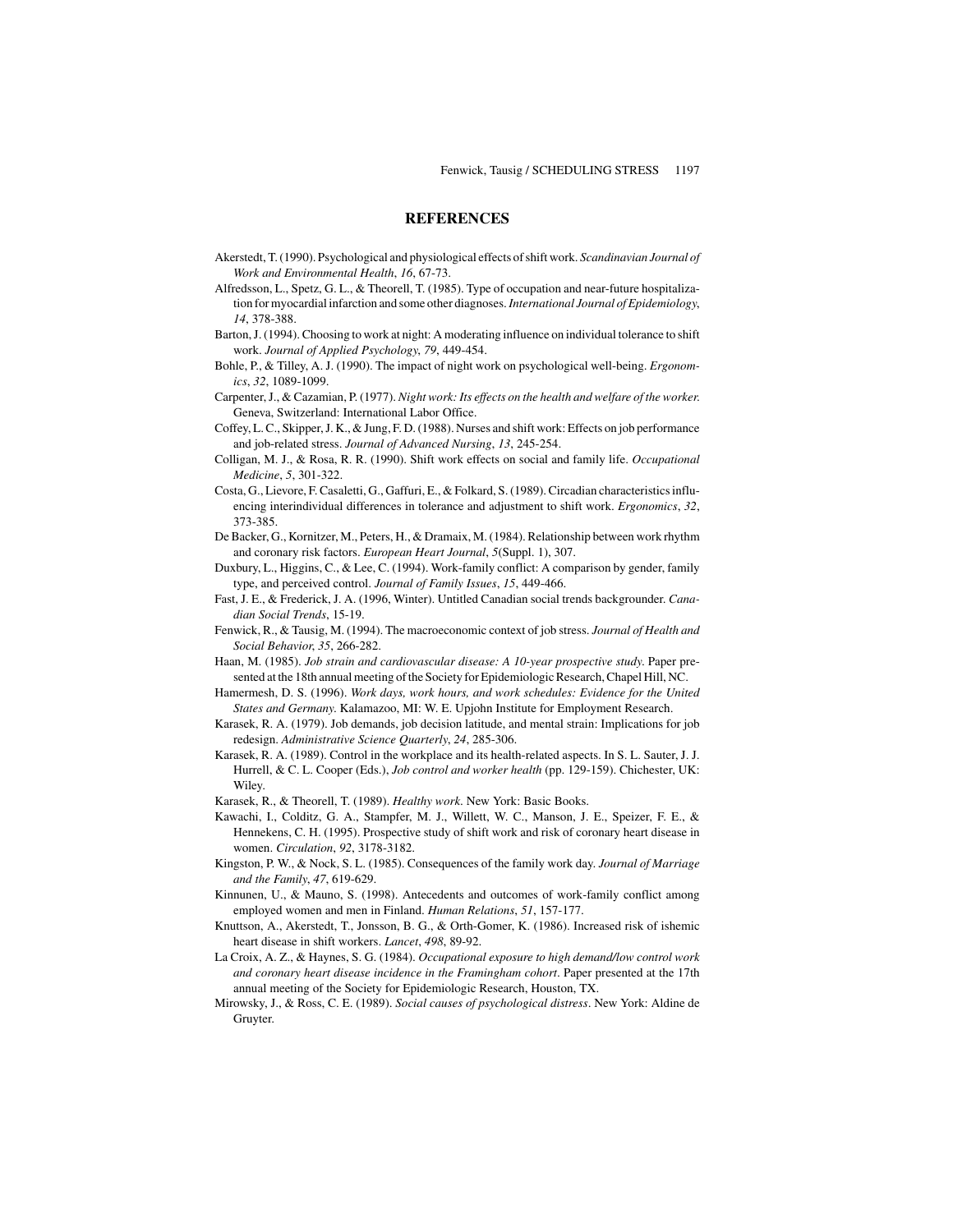## REFERENCES

Akerstedt, T. (1990). Psychological and physiological effects of shift work. *Scandinavian Journal of Work and Environmental Health*, *16*, 67-73.

Alfredsson, L., Spetz, G. L., & Theorell, T. (1985). Type of occupation and near-future hospitalization for myocardial infarction and some other diagnoses. *International Journal of Epidemiology*, *14*, 378-388.

Barton, J. (1994). Choosing to work at night: A moderating influence on individual tolerance to shift work. *Journal of Applied Psychology*, *79*, 449-454.

Bohle, P., & Tilley, A. J. (1990). The impact of night work on psychological well-being. *Ergonomics*, *32*, 1089-1099.

Carpenter, J., & Cazamian, P. (1977). *Night work: Its effects on the health and welfare of the worker.* Geneva, Switzerland: International Labor Office.

Coffey, L. C., Skipper, J. K., & Jung, F. D. (1988). Nurses and shift work: Effects on job performance and job-related stress. *Journal of Advanced Nursing*, *13*, 245-254.

Colligan, M. J., & Rosa, R. R. (1990). Shift work effects on social and family life. *Occupational Medicine*, *5*, 301-322.

Costa, G., Lievore, F. Casaletti, G., Gaffuri, E., & Folkard, S. (1989). Circadian characteristics influencing interindividual differences in tolerance and adjustment to shift work. *Ergonomics*, *32*, 373-385.

De Backer, G., Kornitzer, M., Peters, H., & Dramaix, M. (1984). Relationship between work rhythm and coronary risk factors. *European Heart Journal*, *5*(Suppl. 1), 307.

Duxbury, L., Higgins, C., & Lee, C. (1994). Work-family conflict: A comparison by gender, family type, and perceived control. *Journal of Family Issues*, *15*, 449-466.

Fast, J. E., & Frederick, J. A. (1996, Winter). Untitled Canadian social trends backgrounder. *Canadian Social Trends*, 15-19.

Fenwick, R., & Tausig, M. (1994). The macroeconomic context of job stress. *Journal of Health and Social Behavior*, *35*, 266-282.

Haan, M. (1985). *Job strain and cardiovascular disease: A 10-year prospective study.* Paper presented at the 18th annual meeting of the Society for Epidemiologic Research, Chapel Hill, NC.

Hamermesh, D. S. (1996). *Work days, work hours, and work schedules: Evidence for the United States and Germany.* Kalamazoo, MI: W. E. Upjohn Institute for Employment Research.

Karasek, R. A. (1979). Job demands, job decision latitude, and mental strain: Implications for job redesign. *Administrative Science Quarterly*, *24*, 285-306.

Karasek, R. A. (1989). Control in the workplace and its health-related aspects. In S. L. Sauter, J. J. Hurrell, & C. L. Cooper (Eds.), *Job control and worker health* (pp. 129-159). Chichester, UK: Wiley.

Karasek, R., & Theorell, T. (1989). *Healthy work*. New York: Basic Books.

Kawachi, I., Colditz, G. A., Stampfer, M. J., Willett, W. C., Manson, J. E., Speizer, F. E., & Hennekens, C. H. (1995). Prospective study of shift work and risk of coronary heart disease in women. *Circulation*, *92*, 3178-3182.

Kingston, P. W., & Nock, S. L. (1985). Consequences of the family work day. *Journal of Marriage and the Family*, *47*, 619-629.

Kinnunen, U., & Mauno, S. (1998). Antecedents and outcomes of work-family conflict among employed women and men in Finland. *Human Relations*, *51*, 157-177.

Knuttson, A., Akerstedt, T., Jonsson, B. G., & Orth-Gomer, K. (1986). Increased risk of ishemic heart disease in shift workers. *Lancet*, *498*, 89-92.

La Croix, A. Z., & Haynes, S. G. (1984). *Occupational exposure to high demand/low control work and coronary heart disease incidence in the Framingham cohort*. Paper presented at the 17th annual meeting of the Society for Epidemiologic Research, Houston, TX.

Mirowsky, J., & Ross, C. E. (1989). *Social causes of psychological distress*. New York: Aldine de Gruyter.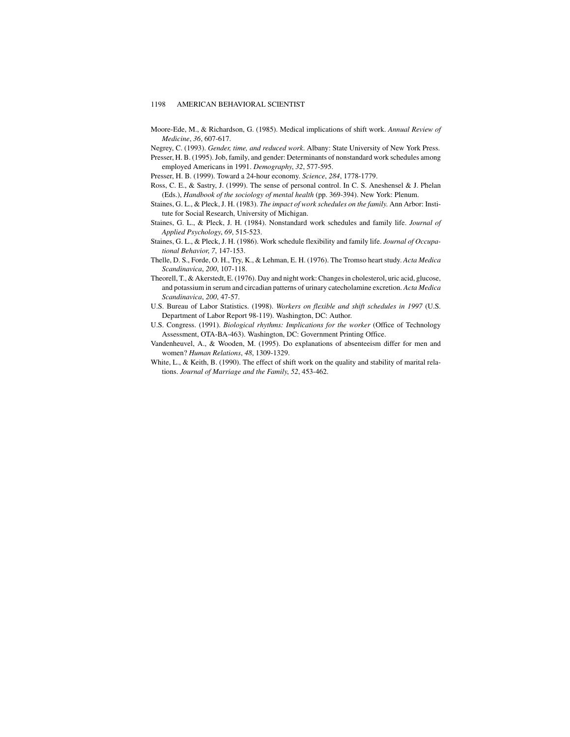Moore-Ede, M., & Richardson, G. (1985). Medical implications of shift work. *Annual Review of Medicine*, *36*, 607-617.

Negrey, C. (1993). *Gender, time, and reduced work*. Albany: State University of New York Press.

Presser, H. B. (1995). Job, family, and gender: Determinants of nonstandard work schedules among employed Americans in 1991. *Demography*, *32*, 577-595.

Presser, H. B. (1999). Toward a 24-hour economy. *Science*, *284*, 1778-1779.

Ross, C. E., & Sastry, J. (1999). The sense of personal control. In C. S. Aneshensel & J. Phelan (Eds.), *Handbook of the sociology of mental health* (pp. 369-394). New York: Plenum.

Staines, G. L., & Pleck, J. H. (1983). *The impact of work schedules on the family*. Ann Arbor: Institute for Social Research, University of Michigan.

Staines, G. L., & Pleck, J. H. (1984). Nonstandard work schedules and family life. *Journal of Applied Psychology*, *69*, 515-523.

Staines, G. L., & Pleck, J. H. (1986). Work schedule flexibility and family life. *Journal of Occupational Behavior*, *7*, 147-153.

Thelle, D. S., Forde, O. H., Try, K., & Lehman, E. H. (1976). The Tromso heart study. *Acta Medica Scandinavica*, *200*, 107-118.

Theorell, T., & Akerstedt, E. (1976). Day and night work: Changes in cholesterol, uric acid, glucose, and potassium in serum and circadian patterns of urinary catecholamine excretion. *Acta Medica Scandinavica*, *200*, 47-57.

U.S. Bureau of Labor Statistics. (1998). *Workers on flexible and shift schedules in 1997* (U.S. Department of Labor Report 98-119). Washington, DC: Author.

U.S. Congress. (1991). *Biological rhythms: Implications for the worker* (Office of Technology Assessment, OTA-BA-463). Washington, DC: Government Printing Office.

Vandenheuvel, A., & Wooden, M. (1995). Do explanations of absenteeism differ for men and women? *Human Relations*, *48*, 1309-1329.

White, L., & Keith, B. (1990). The effect of shift work on the quality and stability of marital relations. *Journal of Marriage and the Family*, *52*, 453-462.